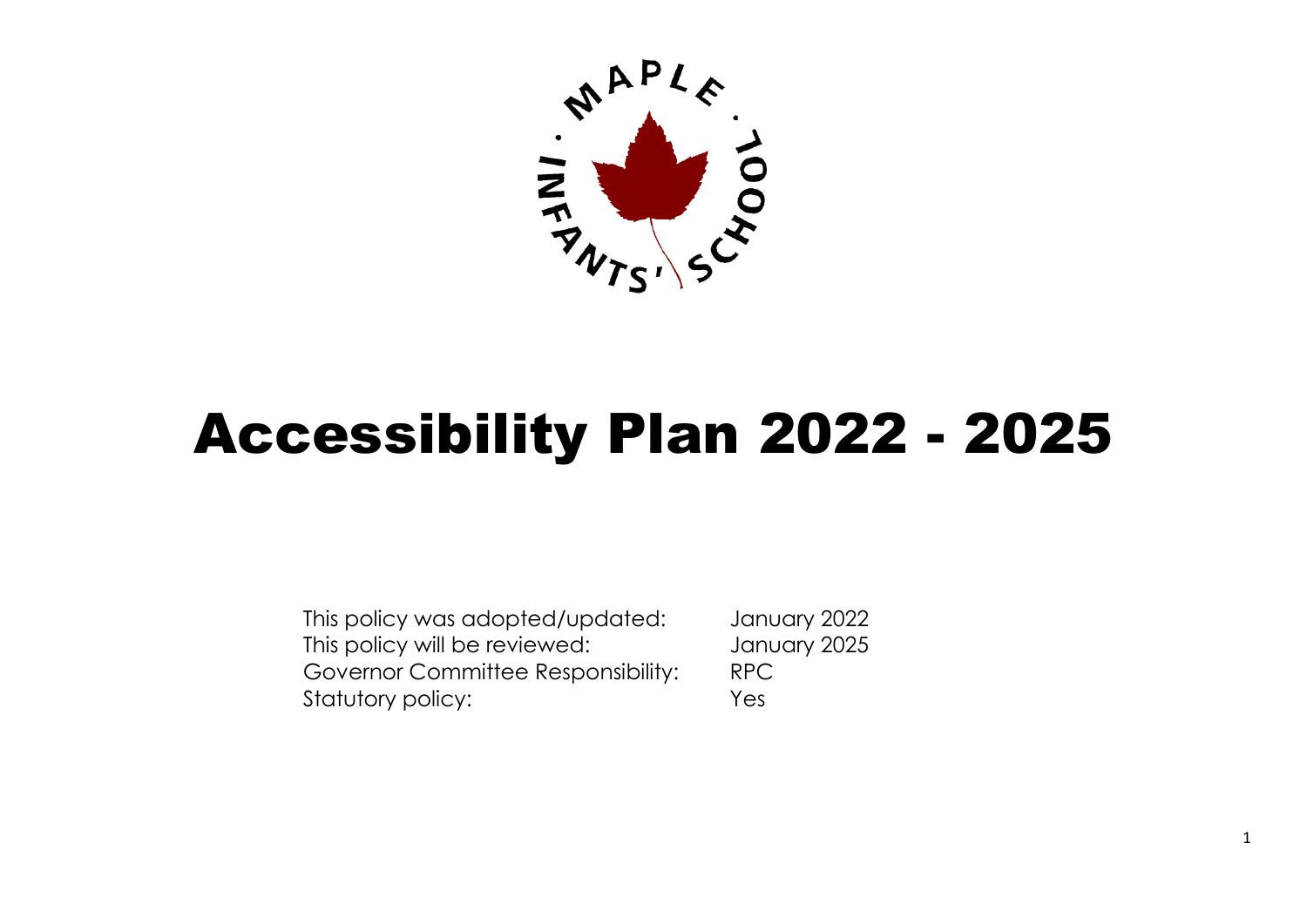# Accessibility Plan 2022 - 2025

| | |
|---|---|
| This policy was adopted/updated: | January 2022 |
| This policy will be reviewed: | January 2025 |
| Governor Committee Responsibility: | RPC |
| Statutory policy: | Yes |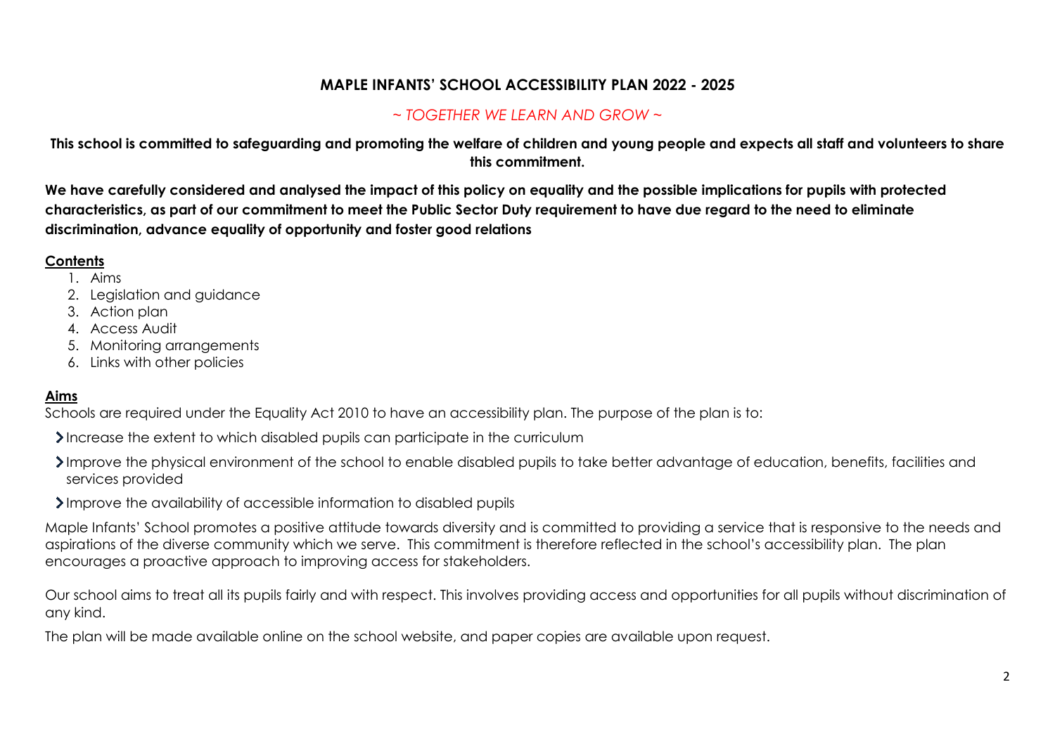# MAPLE INFANTS' SCHOOL ACCESSIBILITY PLAN 2022 - 2025

*~ TOGETHER WE LEARN AND GROW ~*

**This school is committed to safeguarding and promoting the welfare of children and young people and expects all staff and volunteers to share this commitment.**

**We have carefully considered and analysed the impact of this policy on equality and the possible implications for pupils with protected characteristics, as part of our commitment to meet the Public Sector Duty requirement to have due regard to the need to eliminate discrimination, advance equality of opportunity and foster good relations**

## Contents

1. Aims
2. Legislation and guidance
3. Action plan
4. Access Audit
5. Monitoring arrangements
6. Links with other policies

## Aims

Schools are required under the Equality Act 2010 to have an accessibility plan. The purpose of the plan is to:

- Increase the extent to which disabled pupils can participate in the curriculum
- Improve the physical environment of the school to enable disabled pupils to take better advantage of education, benefits, facilities and services provided
- Improve the availability of accessible information to disabled pupils

Maple Infants' School promotes a positive attitude towards diversity and is committed to providing a service that is responsive to the needs and aspirations of the diverse community which we serve. This commitment is therefore reflected in the school's accessibility plan. The plan encourages a proactive approach to improving access for stakeholders.

Our school aims to treat all its pupils fairly and with respect. This involves providing access and opportunities for all pupils without discrimination of any kind.

The plan will be made available online on the school website, and paper copies are available upon request.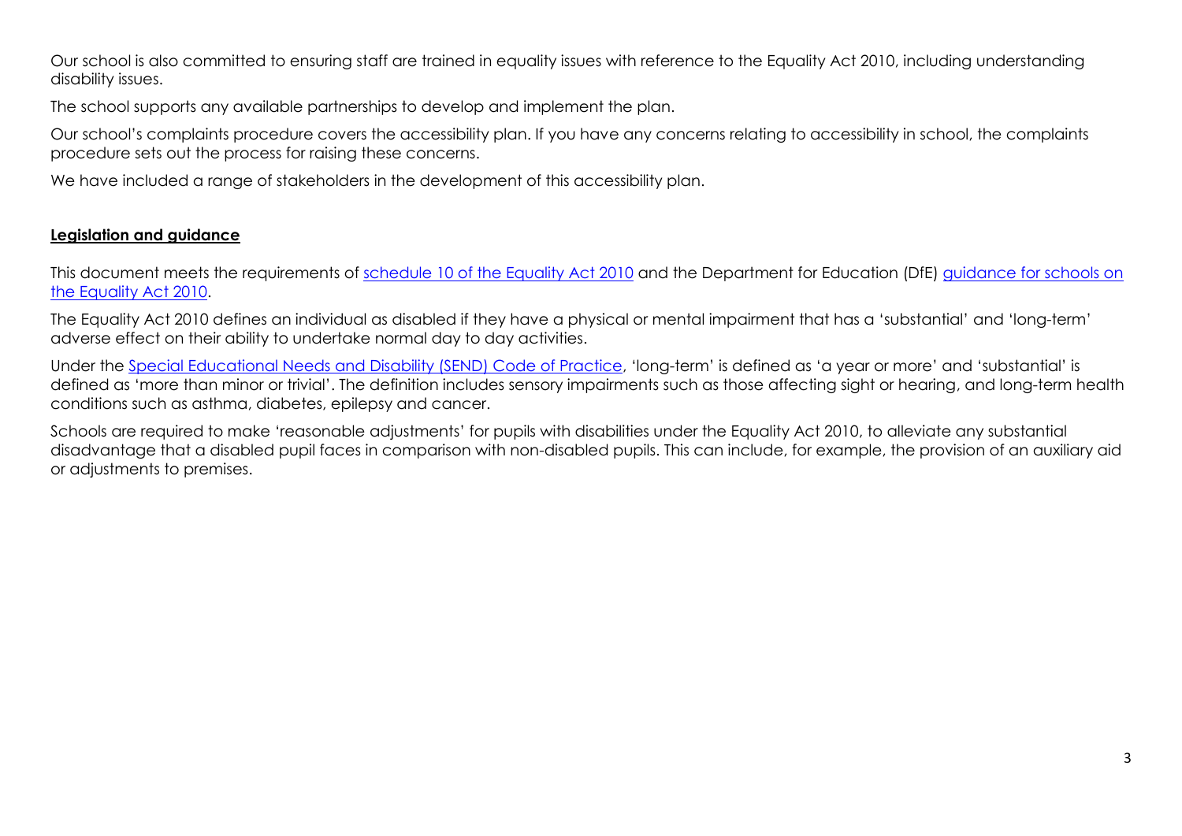Our school is also committed to ensuring staff are trained in equality issues with reference to the Equality Act 2010, including understanding disability issues.

The school supports any available partnerships to develop and implement the plan.

Our school's complaints procedure covers the accessibility plan. If you have any concerns relating to accessibility in school, the complaints procedure sets out the process for raising these concerns.

We have included a range of stakeholders in the development of this accessibility plan.

## Legislation and guidance

This document meets the requirements of schedule 10 of the Equality Act 2010 and the Department for Education (DfE) guidance for schools on the Equality Act 2010.

The Equality Act 2010 defines an individual as disabled if they have a physical or mental impairment that has a 'substantial' and 'long-term' adverse effect on their ability to undertake normal day to day activities.

Under the Special Educational Needs and Disability (SEND) Code of Practice, 'long-term' is defined as 'a year or more' and 'substantial' is defined as 'more than minor or trivial'. The definition includes sensory impairments such as those affecting sight or hearing, and long-term health conditions such as asthma, diabetes, epilepsy and cancer.

Schools are required to make 'reasonable adjustments' for pupils with disabilities under the Equality Act 2010, to alleviate any substantial disadvantage that a disabled pupil faces in comparison with non-disabled pupils. This can include, for example, the provision of an auxiliary aid or adjustments to premises.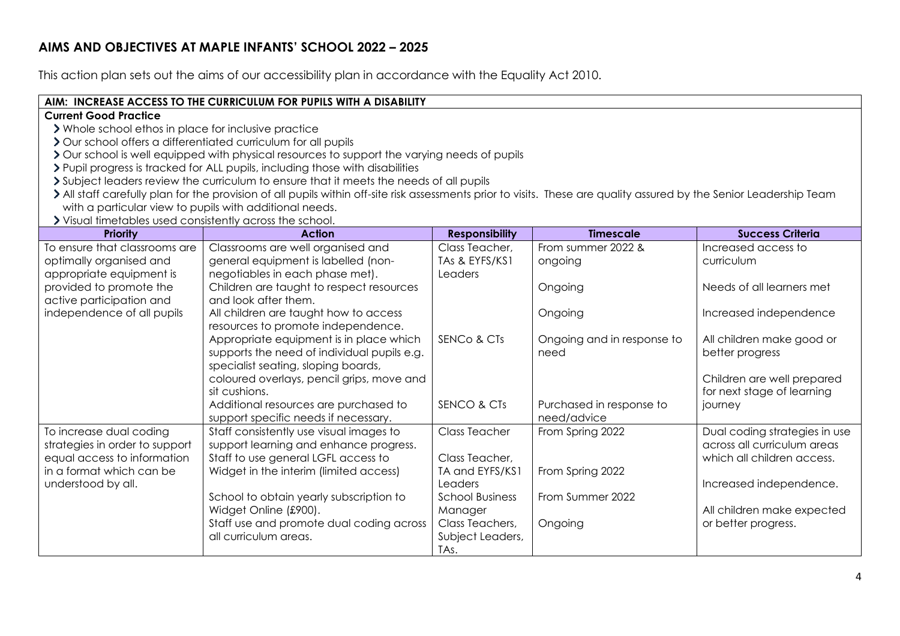## AIMS AND OBJECTIVES AT MAPLE INFANTS' SCHOOL 2022 – 2025

This action plan sets out the aims of our accessibility plan in accordance with the Equality Act 2010.

**AIM: INCREASE ACCESS TO THE CURRICULUM FOR PUPILS WITH A DISABILITY**

**Current Good Practice**

- Whole school ethos in place for inclusive practice
- Our school offers a differentiated curriculum for all pupils
- Our school is well equipped with physical resources to support the varying needs of pupils
- Pupil progress is tracked for ALL pupils, including those with disabilities
- Subject leaders review the curriculum to ensure that it meets the needs of all pupils
- All staff carefully plan for the provision of all pupils within off-site risk assessments prior to visits. These are quality assured by the Senior Leadership Team with a particular view to pupils with additional needs.
- Visual timetables used consistently across the school.

| Priority | Action | Responsibility | Timescale | Success Criteria |
|---|---|---|---|---|
| To ensure that classrooms are optimally organised and appropriate equipment is provided to promote the active participation and independence of all pupils | Classrooms are well organised and general equipment is labelled (non-negotiables in each phase met). | Class Teacher, TAs & EYFS/KS1 Leaders | From summer 2022 & ongoing | Increased access to curriculum |
| | Children are taught to respect resources and look after them. | | Ongoing | Needs of all learners met |
| | All children are taught how to access resources to promote independence. | | Ongoing | Increased independence |
| | Appropriate equipment is in place which supports the need of individual pupils e.g. specialist seating, sloping boards, coloured overlays, pencil grips, move and sit cushions. | SENCo & CTs | Ongoing and in response to need | All children make good or better progress<br><br>Children are well prepared for next stage of learning journey |
| | Additional resources are purchased to support specific needs if necessary. | SENCO & CTs | Purchased in response to need/advice | |
| To increase dual coding strategies in order to support equal access to information in a format which can be understood by all. | Staff consistently use visual images to support learning and enhance progress. | Class Teacher | From Spring 2022 | Dual coding strategies in use across all curriculum areas which all children access. |
| | Staff to use general LGFL access to Widget in the interim (limited access) | Class Teacher, TA and EYFS/KS1 Leaders | From Spring 2022 | Increased independence. |
| | School to obtain yearly subscription to Widget Online (£900). | School Business Manager | From Summer 2022 | All children make expected or better progress. |
| | Staff use and promote dual coding across all curriculum areas. | Class Teachers, Subject Leaders, TAs. | Ongoing | |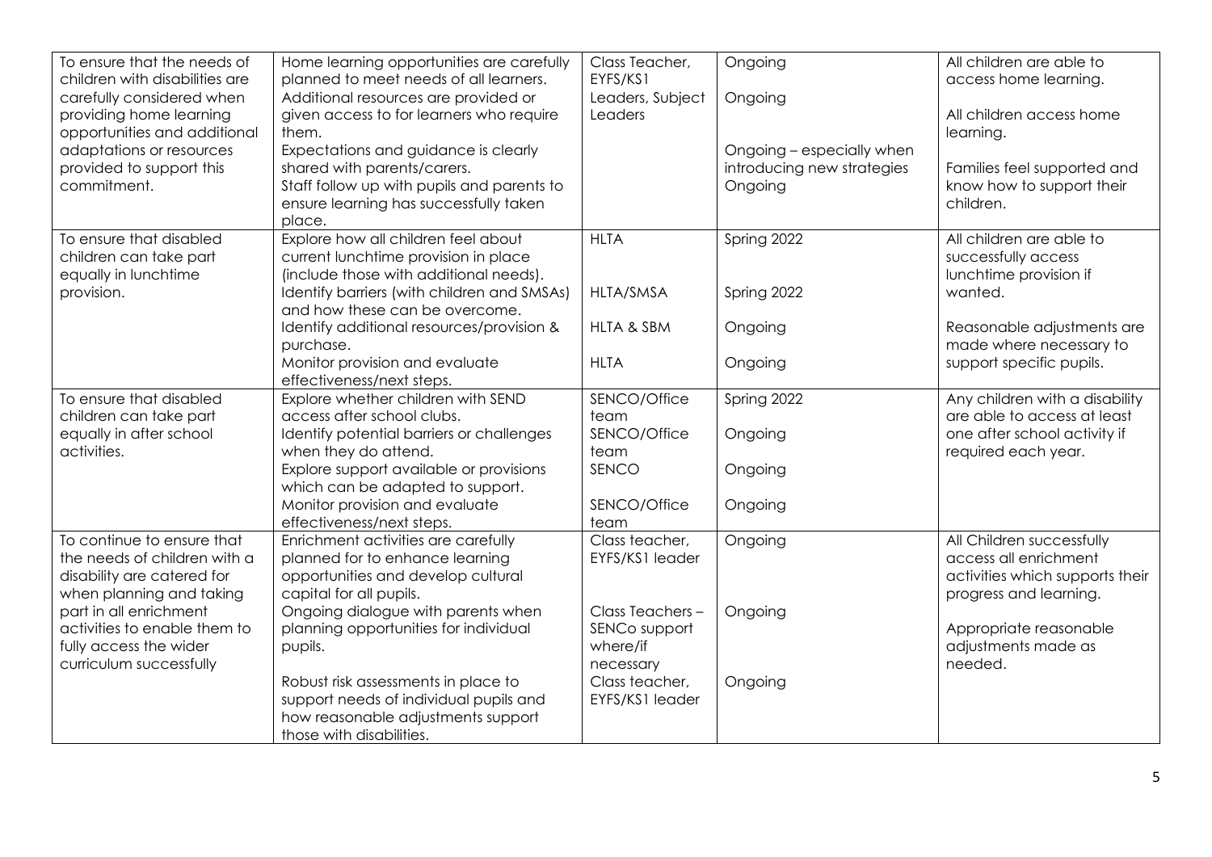| | | | | |
|---|---|---|---|---|
| To ensure that the needs of children with disabilities are carefully considered when providing home learning opportunities and additional adaptations or resources provided to support this commitment. | Home learning opportunities are carefully planned to meet needs of all learners.<br>Additional resources are provided or given access to for learners who require them.<br>Expectations and guidance is clearly shared with parents/carers.<br>Staff follow up with pupils and parents to ensure learning has successfully taken place. | Class Teacher, EYFS/KS1 Leaders, Subject Leaders | Ongoing<br><br>Ongoing<br><br>Ongoing – especially when introducing new strategies<br>Ongoing | All children are able to access home learning.<br><br>All children access home learning.<br><br>Families feel supported and know how to support their children. |
| To ensure that disabled children can take part equally in lunchtime provision. | Explore how all children feel about current lunchtime provision in place (include those with additional needs).<br>Identify barriers (with children and SMSAs) and how these can be overcome.<br>Identify additional resources/provision & purchase.<br>Monitor provision and evaluate effectiveness/next steps. | HLTA<br><br>HLTA/SMSA<br><br>HLTA & SBM<br><br>HLTA | Spring 2022<br><br>Spring 2022<br><br>Ongoing<br><br>Ongoing | All children are able to successfully access lunchtime provision if wanted.<br><br>Reasonable adjustments are made where necessary to support specific pupils. |
| To ensure that disabled children can take part equally in after school activities. | Explore whether children with SEND access after school clubs.<br>Identify potential barriers or challenges when they do attend.<br>Explore support available or provisions which can be adapted to support.<br>Monitor provision and evaluate effectiveness/next steps. | SENCO/Office team<br>SENCO/Office team<br>SENCO<br><br>SENCO/Office team | Spring 2022<br><br>Ongoing<br><br>Ongoing<br><br>Ongoing | Any children with a disability are able to access at least one after school activity if required each year. |
| To continue to ensure that the needs of children with a disability are catered for when planning and taking part in all enrichment activities to enable them to fully access the wider curriculum successfully | Enrichment activities are carefully planned for to enhance learning opportunities and develop cultural capital for all pupils.<br>Ongoing dialogue with parents when planning opportunities for individual pupils.<br><br>Robust risk assessments in place to support needs of individual pupils and how reasonable adjustments support those with disabilities. | Class teacher, EYFS/KS1 leader<br><br>Class Teachers – SENCo support where/if necessary<br>Class teacher, EYFS/KS1 leader | Ongoing<br><br>Ongoing<br><br>Ongoing | All Children successfully access all enrichment activities which supports their progress and learning.<br><br>Appropriate reasonable adjustments made as needed. |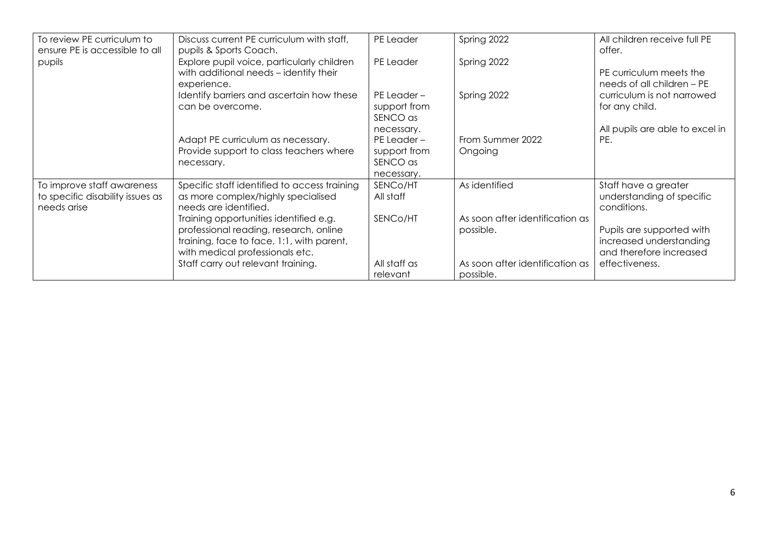| | | | | |
|---|---|---|---|---|
| To review PE curriculum to ensure PE is accessible to all pupils | Discuss current PE curriculum with staff, pupils & Sports Coach.<br>Explore pupil voice, particularly children with additional needs – identify their experience.<br>Identify barriers and ascertain how these can be overcome.<br>Adapt PE curriculum as necessary.<br>Provide support to class teachers where necessary. | PE Leader<br>PE Leader<br>PE Leader – support from SENCO as necessary.<br>PE Leader – support from SENCO as necessary. | Spring 2022<br>Spring 2022<br>Spring 2022<br>From Summer 2022<br>Ongoing | All children receive full PE offer.<br>PE curriculum meets the needs of all children – PE curriculum is not narrowed for any child.<br>All pupils are able to excel in PE. |
| To improve staff awareness to specific disability issues as needs arise | Specific staff identified to access training as more complex/highly specialised needs are identified.<br>Training opportunities identified e.g. professional reading, research, online training, face to face, 1:1, with parent, with medical professionals etc.<br>Staff carry out relevant training. | SENCo/HT<br>All staff<br>SENCo/HT<br>All staff as relevant | As identified<br>As soon after identification as possible.<br>As soon after identification as possible. | Staff have a greater understanding of specific conditions.<br>Pupils are supported with increased understanding and therefore increased effectiveness. |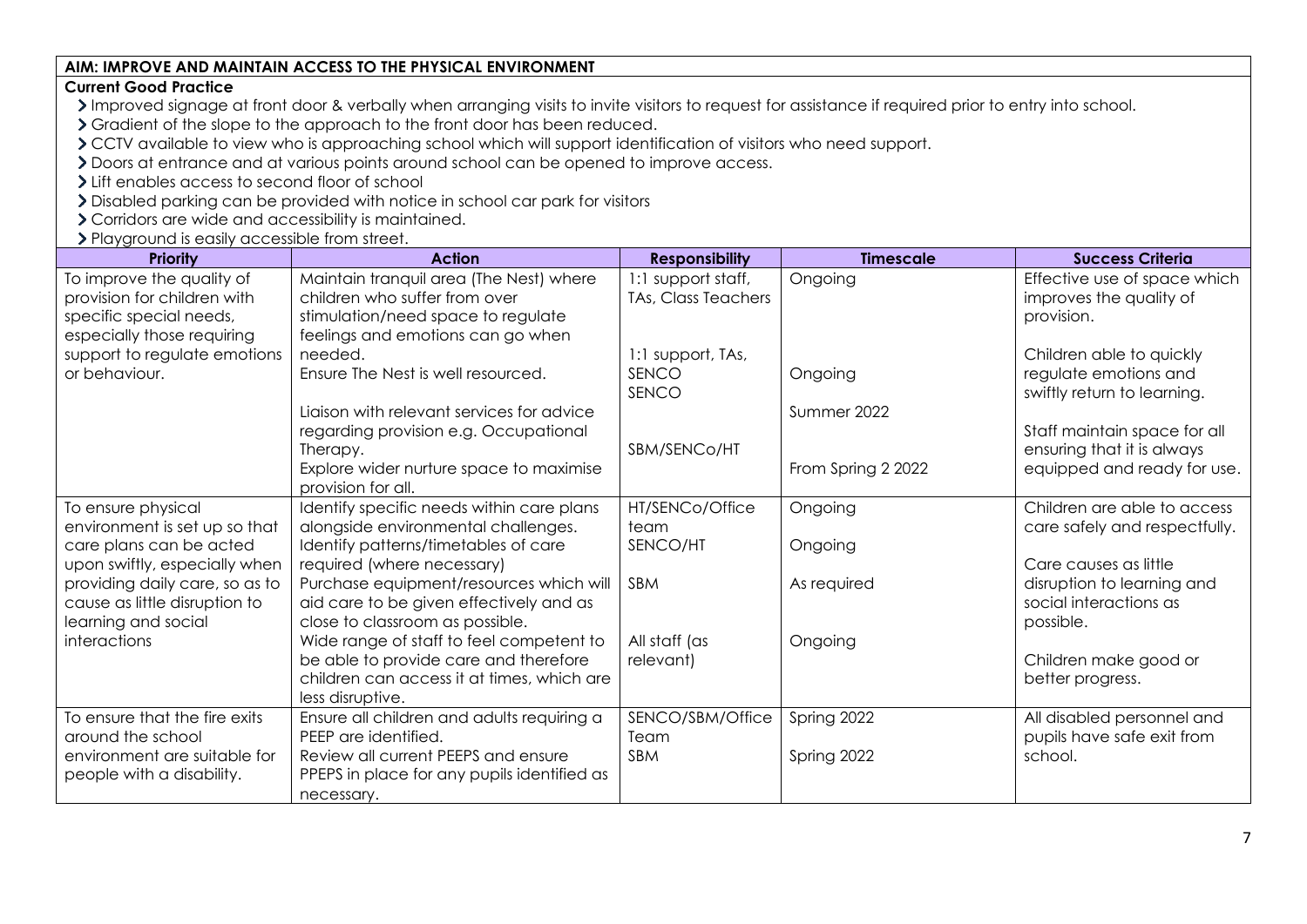**AIM: IMPROVE AND MAINTAIN ACCESS TO THE PHYSICAL ENVIRONMENT**

**Current Good Practice**

- Improved signage at front door & verbally when arranging visits to invite visitors to request for assistance if required prior to entry into school.
- Gradient of the slope to the approach to the front door has been reduced.
- CCTV available to view who is approaching school which will support identification of visitors who need support.
- Doors at entrance and at various points around school can be opened to improve access.
- Lift enables access to second floor of school
- Disabled parking can be provided with notice in school car park for visitors
- Corridors are wide and accessibility is maintained.
- Playground is easily accessible from street.

| Priority | Action | Responsibility | Timescale | Success Criteria |
|---|---|---|---|---|
| To improve the quality of provision for children with specific special needs, especially those requiring support to regulate emotions or behaviour. | Maintain tranquil area (The Nest) where children who suffer from over stimulation/need space to regulate feelings and emotions can go when needed.<br>Ensure The Nest is well resourced.<br>Liaison with relevant services for advice regarding provision e.g. Occupational Therapy.<br>Explore wider nurture space to maximise provision for all. | 1:1 support staff, TAs, Class Teachers<br>1:1 support, TAs, SENCO<br>SENCO<br>SBM/SENCo/HT | Ongoing<br>Ongoing<br>Summer 2022<br>From Spring 2 2022 | Effective use of space which improves the quality of provision.<br>Children able to quickly regulate emotions and swiftly return to learning.<br>Staff maintain space for all ensuring that it is always equipped and ready for use. |
| To ensure physical environment is set up so that care plans can be acted upon swiftly, especially when providing daily care, so as to cause as little disruption to learning and social interactions | Identify specific needs within care plans alongside environmental challenges.<br>Identify patterns/timetables of care required (where necessary)<br>Purchase equipment/resources which will aid care to be given effectively and as close to classroom as possible.<br>Wide range of staff to feel competent to be able to provide care and therefore children can access it at times, which are less disruptive. | HT/SENCo/Office team<br>SENCO/HT<br>SBM<br>All staff (as relevant) | Ongoing<br>Ongoing<br>As required<br>Ongoing | Children are able to access care safely and respectfully.<br>Care causes as little disruption to learning and social interactions as possible.<br>Children make good or better progress. |
| To ensure that the fire exits around the school environment are suitable for people with a disability. | Ensure all children and adults requiring a PEEP are identified.<br>Review all current PEEPS and ensure PPEPS in place for any pupils identified as necessary. | SENCO/SBM/Office Team<br>SBM | Spring 2022<br>Spring 2022 | All disabled personnel and pupils have safe exit from school. |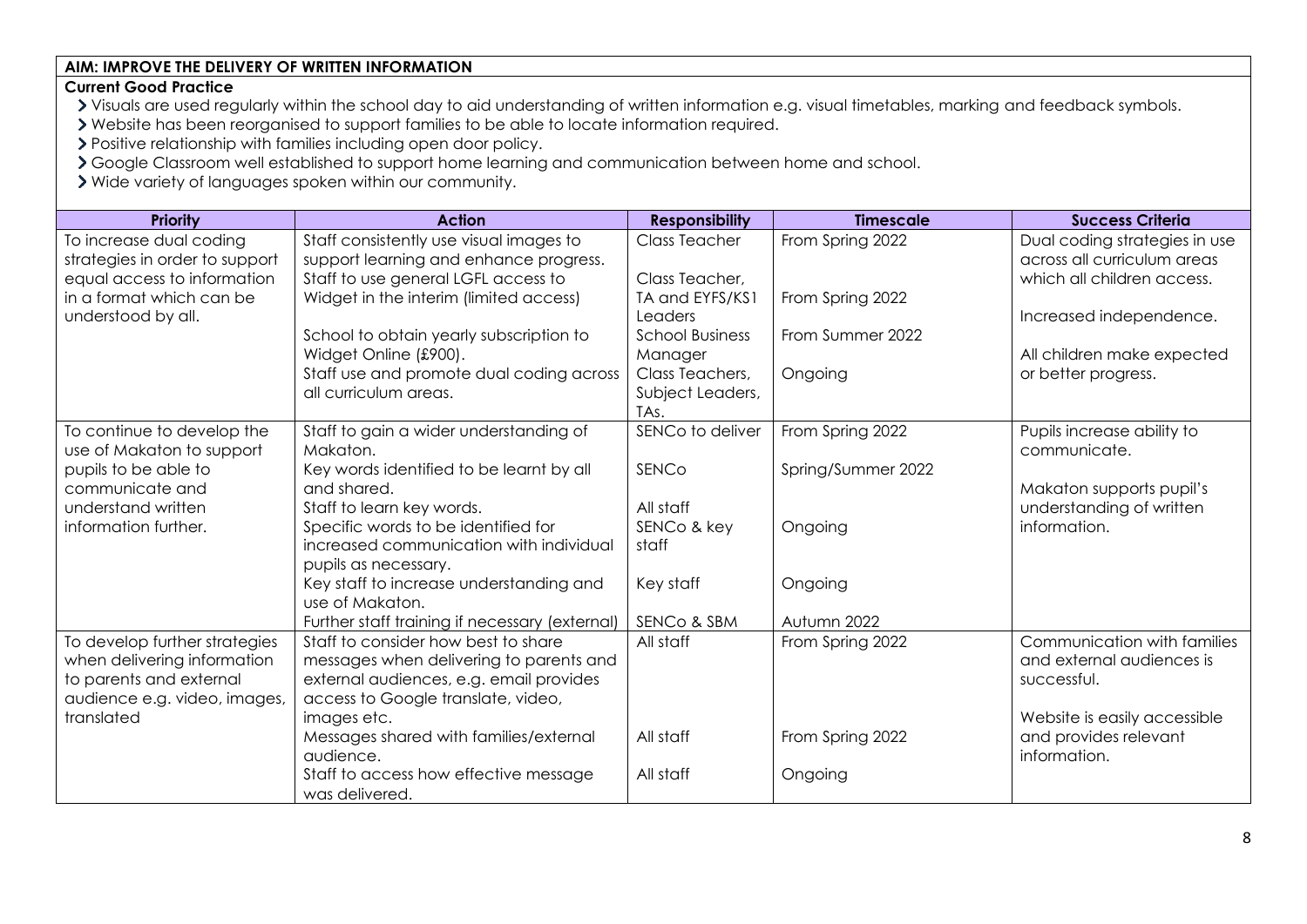## AIM: IMPROVE THE DELIVERY OF WRITTEN INFORMATION

**Current Good Practice**

- Visuals are used regularly within the school day to aid understanding of written information e.g. visual timetables, marking and feedback symbols.
- Website has been reorganised to support families to be able to locate information required.
- Positive relationship with families including open door policy.
- Google Classroom well established to support home learning and communication between home and school.
- Wide variety of languages spoken within our community.

| Priority | Action | Responsibility | Timescale | Success Criteria |
|---|---|---|---|---|
| To increase dual coding strategies in order to support equal access to information in a format which can be understood by all. | Staff consistently use visual images to support learning and enhance progress.<br>Staff to use general LGFL access to Widget in the interim (limited access)<br>School to obtain yearly subscription to Widget Online (£900).<br>Staff use and promote dual coding across all curriculum areas. | Class Teacher<br>Class Teacher, TA and EYFS/KS1 Leaders<br>School Business Manager<br>Class Teachers, Subject Leaders, TAs. | From Spring 2022<br>From Spring 2022<br>From Summer 2022<br>Ongoing | Dual coding strategies in use across all curriculum areas which all children access.<br>Increased independence.<br>All children make expected or better progress. |
| To continue to develop the use of Makaton to support pupils to be able to communicate and understand written information further. | Staff to gain a wider understanding of Makaton.<br>Key words identified to be learnt by all and shared.<br>Staff to learn key words.<br>Specific words to be identified for increased communication with individual pupils as necessary.<br>Key staff to increase understanding and use of Makaton.<br>Further staff training if necessary (external) | SENCo to deliver<br>SENCo<br>All staff<br>SENCo & key staff<br>Key staff<br>SENCo & SBM | From Spring 2022<br>Spring/Summer 2022<br>Ongoing<br>Ongoing<br>Autumn 2022 | Pupils increase ability to communicate.<br>Makaton supports pupil's understanding of written information. |
| To develop further strategies when delivering information to parents and external audience e.g. video, images, translated | Staff to consider how best to share messages when delivering to parents and external audiences, e.g. email provides access to Google translate, video, images etc.<br>Messages shared with families/external audience.<br>Staff to access how effective message was delivered. | All staff<br>All staff<br>All staff | From Spring 2022<br>From Spring 2022<br>Ongoing | Communication with families and external audiences is successful.<br>Website is easily accessible and provides relevant information. |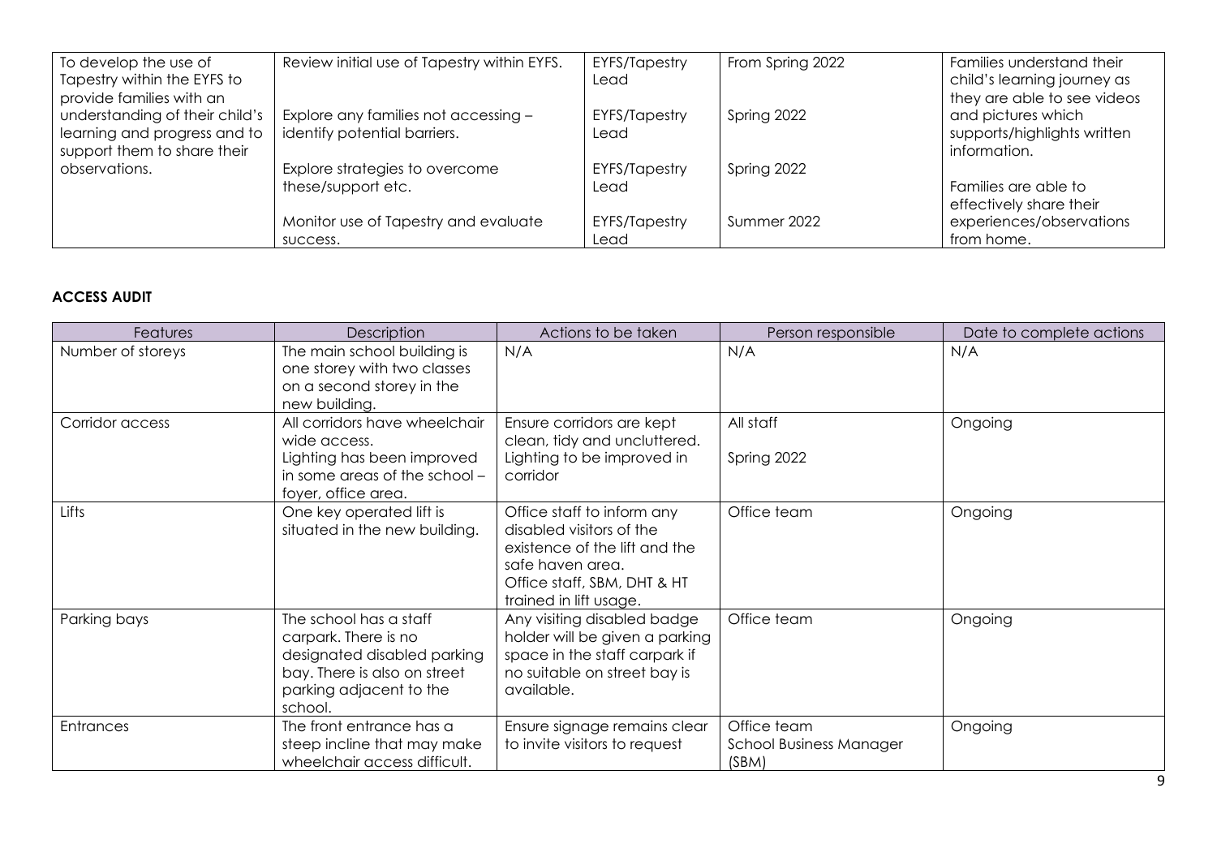| To develop the use of Tapestry within the EYFS to provide families with an understanding of their child's learning and progress and to support them to share their observations. | Review initial use of Tapestry within EYFS. | EYFS/Tapestry Lead | From Spring 2022 | Families understand their child's learning journey as they are able to see videos and pictures which supports/highlights written information.<br><br>Families are able to effectively share their experiences/observations from home. |
|---|---|---|---|---|
| | Explore any families not accessing – identify potential barriers. | EYFS/Tapestry Lead | Spring 2022 | |
| | Explore strategies to overcome these/support etc. | EYFS/Tapestry Lead | Spring 2022 | |
| | Monitor use of Tapestry and evaluate success. | EYFS/Tapestry Lead | Summer 2022 | |

**ACCESS AUDIT**

| Features | Description | Actions to be taken | Person responsible | Date to complete actions |
|---|---|---|---|---|
| Number of storeys | The main school building is one storey with two classes on a second storey in the new building. | N/A | N/A | N/A |
| Corridor access | All corridors have wheelchair wide access.<br>Lighting has been improved in some areas of the school – foyer, office area. | Ensure corridors are kept clean, tidy and uncluttered.<br>Lighting to be improved in corridor | All staff<br><br>Spring 2022 | Ongoing |
| Lifts | One key operated lift is situated in the new building. | Office staff to inform any disabled visitors of the existence of the lift and the safe haven area.<br>Office staff, SBM, DHT & HT trained in lift usage. | Office team | Ongoing |
| Parking bays | The school has a staff carpark. There is no designated disabled parking bay. There is also on street parking adjacent to the school. | Any visiting disabled badge holder will be given a parking space in the staff carpark if no suitable on street bay is available. | Office team | Ongoing |
| Entrances | The front entrance has a steep incline that may make wheelchair access difficult. | Ensure signage remains clear to invite visitors to request | Office team<br>School Business Manager (SBM) | Ongoing |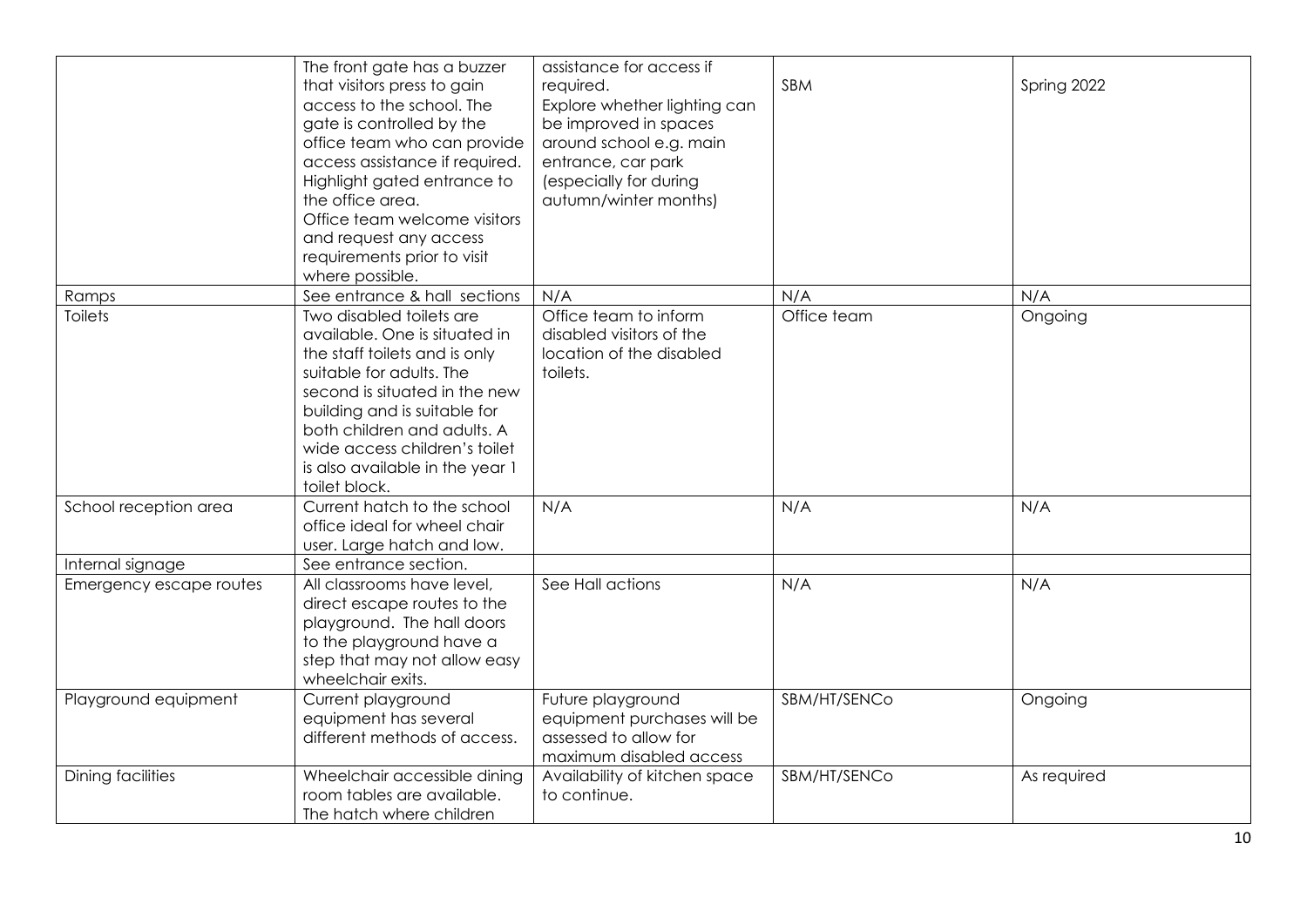| | | | | |
|---|---|---|---|---|
| | The front gate has a buzzer that visitors press to gain access to the school. The gate is controlled by the office team who can provide access assistance if required. Highlight gated entrance to the office area. Office team welcome visitors and request any access requirements prior to visit where possible. | assistance for access if required. Explore whether lighting can be improved in spaces around school e.g. main entrance, car park (especially for during autumn/winter months) | SBM | Spring 2022 |
| Ramps | See entrance & hall sections | N/A | N/A | N/A |
| Toilets | Two disabled toilets are available. One is situated in the staff toilets and is only suitable for adults. The second is situated in the new building and is suitable for both children and adults. A wide access children's toilet is also available in the year 1 toilet block. | Office team to inform disabled visitors of the location of the disabled toilets. | Office team | Ongoing |
| School reception area | Current hatch to the school office ideal for wheel chair user. Large hatch and low. | N/A | N/A | N/A |
| Internal signage | See entrance section. | | | |
| Emergency escape routes | All classrooms have level, direct escape routes to the playground. The hall doors to the playground have a step that may not allow easy wheelchair exits. | See Hall actions | N/A | N/A |
| Playground equipment | Current playground equipment has several different methods of access. | Future playground equipment purchases will be assessed to allow for maximum disabled access | SBM/HT/SENCo | Ongoing |
| Dining facilities | Wheelchair accessible dining room tables are available. The hatch where children | Availability of kitchen space to continue. | SBM/HT/SENCo | As required |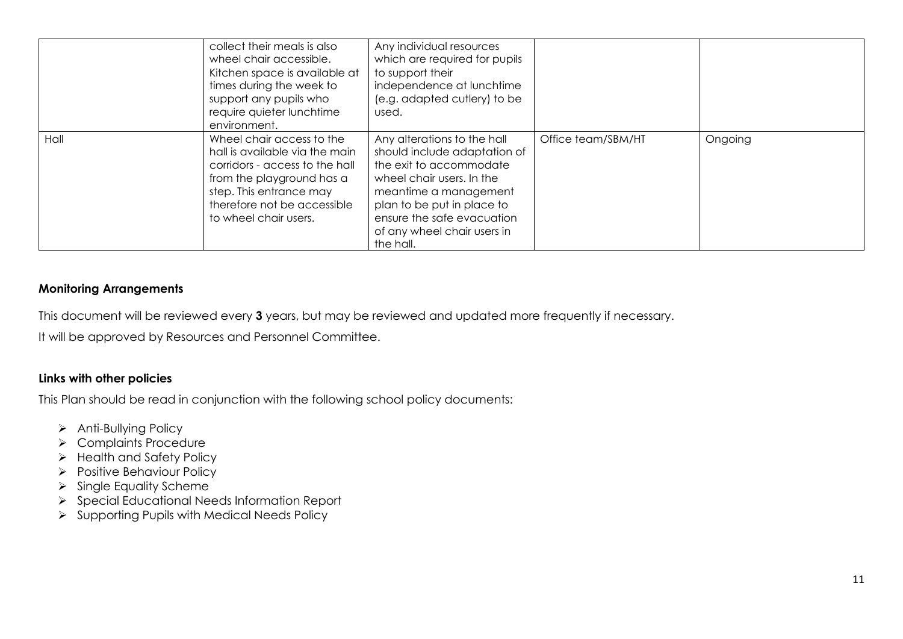| | | | | |
|---|---|---|---|---|
| | collect their meals is also wheel chair accessible. Kitchen space is available at times during the week to support any pupils who require quieter lunchtime environment. | Any individual resources which are required for pupils to support their independence at lunchtime (e.g. adapted cutlery) to be used. | | |
| Hall | Wheel chair access to the hall is available via the main corridors - access to the hall from the playground has a step. This entrance may therefore not be accessible to wheel chair users. | Any alterations to the hall should include adaptation of the exit to accommodate wheel chair users. In the meantime a management plan to be put in place to ensure the safe evacuation of any wheel chair users in the hall. | Office team/SBM/HT | Ongoing |

**Monitoring Arrangements**

This document will be reviewed every **3** years, but may be reviewed and updated more frequently if necessary.

It will be approved by Resources and Personnel Committee.

**Links with other policies**

This Plan should be read in conjunction with the following school policy documents:

- Anti-Bullying Policy
- Complaints Procedure
- Health and Safety Policy
- Positive Behaviour Policy
- Single Equality Scheme
- Special Educational Needs Information Report
- Supporting Pupils with Medical Needs Policy